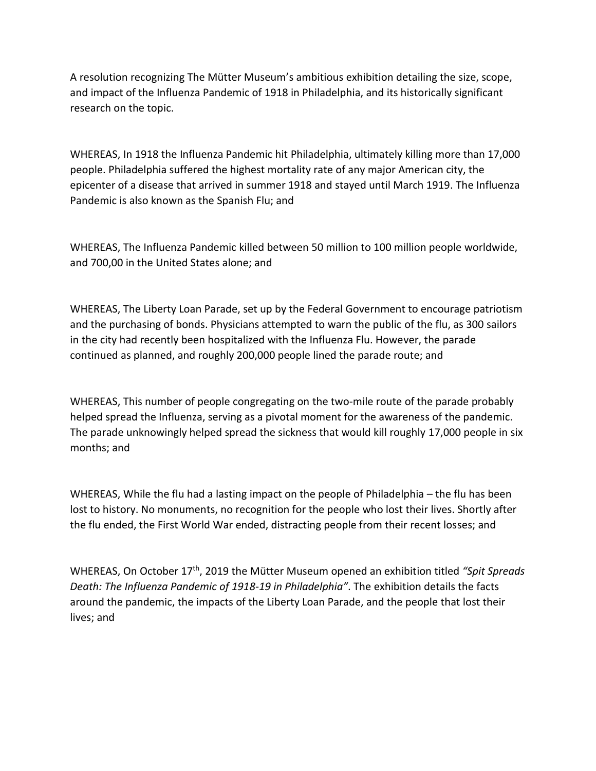A resolution recognizing The Mütter Museum's ambitious exhibition detailing the size, scope, and impact of the Influenza Pandemic of 1918 in Philadelphia, and its historically significant research on the topic.

WHEREAS, In 1918 the Influenza Pandemic hit Philadelphia, ultimately killing more than 17,000 people. Philadelphia suffered the highest mortality rate of any major American city, the epicenter of a disease that arrived in summer 1918 and stayed until March 1919. The Influenza Pandemic is also known as the Spanish Flu; and

WHEREAS, The Influenza Pandemic killed between 50 million to 100 million people worldwide, and 700,00 in the United States alone; and

WHEREAS, The Liberty Loan Parade, set up by the Federal Government to encourage patriotism and the purchasing of bonds. Physicians attempted to warn the public of the flu, as 300 sailors in the city had recently been hospitalized with the Influenza Flu. However, the parade continued as planned, and roughly 200,000 people lined the parade route; and

WHEREAS, This number of people congregating on the two-mile route of the parade probably helped spread the Influenza, serving as a pivotal moment for the awareness of the pandemic. The parade unknowingly helped spread the sickness that would kill roughly 17,000 people in six months; and

WHEREAS, While the flu had a lasting impact on the people of Philadelphia – the flu has been lost to history. No monuments, no recognition for the people who lost their lives. Shortly after the flu ended, the First World War ended, distracting people from their recent losses; and

WHEREAS, On October 17th, 2019 the Mütter Museum opened an exhibition titled *"Spit Spreads Death: The Influenza Pandemic of 1918-19 in Philadelphia"*. The exhibition details the facts around the pandemic, the impacts of the Liberty Loan Parade, and the people that lost their lives; and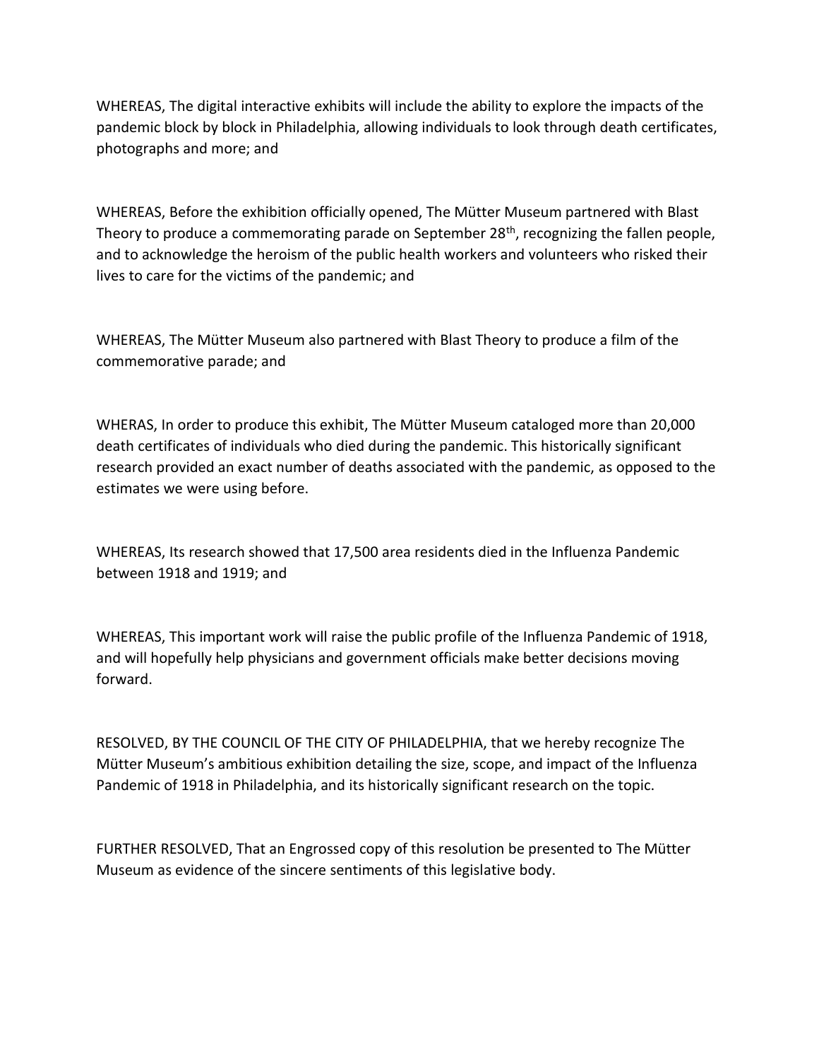WHEREAS, The digital interactive exhibits will include the ability to explore the impacts of the pandemic block by block in Philadelphia, allowing individuals to look through death certificates, photographs and more; and

WHEREAS, Before the exhibition officially opened, The Mütter Museum partnered with Blast Theory to produce a commemorating parade on September 28th, recognizing the fallen people, and to acknowledge the heroism of the public health workers and volunteers who risked their lives to care for the victims of the pandemic; and

WHEREAS, The Mütter Museum also partnered with Blast Theory to produce a film of the commemorative parade; and

WHERAS, In order to produce this exhibit, The Mütter Museum cataloged more than 20,000 death certificates of individuals who died during the pandemic. This historically significant research provided an exact number of deaths associated with the pandemic, as opposed to the estimates we were using before.

WHEREAS, Its research showed that 17,500 area residents died in the Influenza Pandemic between 1918 and 1919; and

WHEREAS, This important work will raise the public profile of the Influenza Pandemic of 1918, and will hopefully help physicians and government officials make better decisions moving forward.

RESOLVED, BY THE COUNCIL OF THE CITY OF PHILADELPHIA, that we hereby recognize The Mütter Museum's ambitious exhibition detailing the size, scope, and impact of the Influenza Pandemic of 1918 in Philadelphia, and its historically significant research on the topic.

FURTHER RESOLVED, That an Engrossed copy of this resolution be presented to The Mütter Museum as evidence of the sincere sentiments of this legislative body.